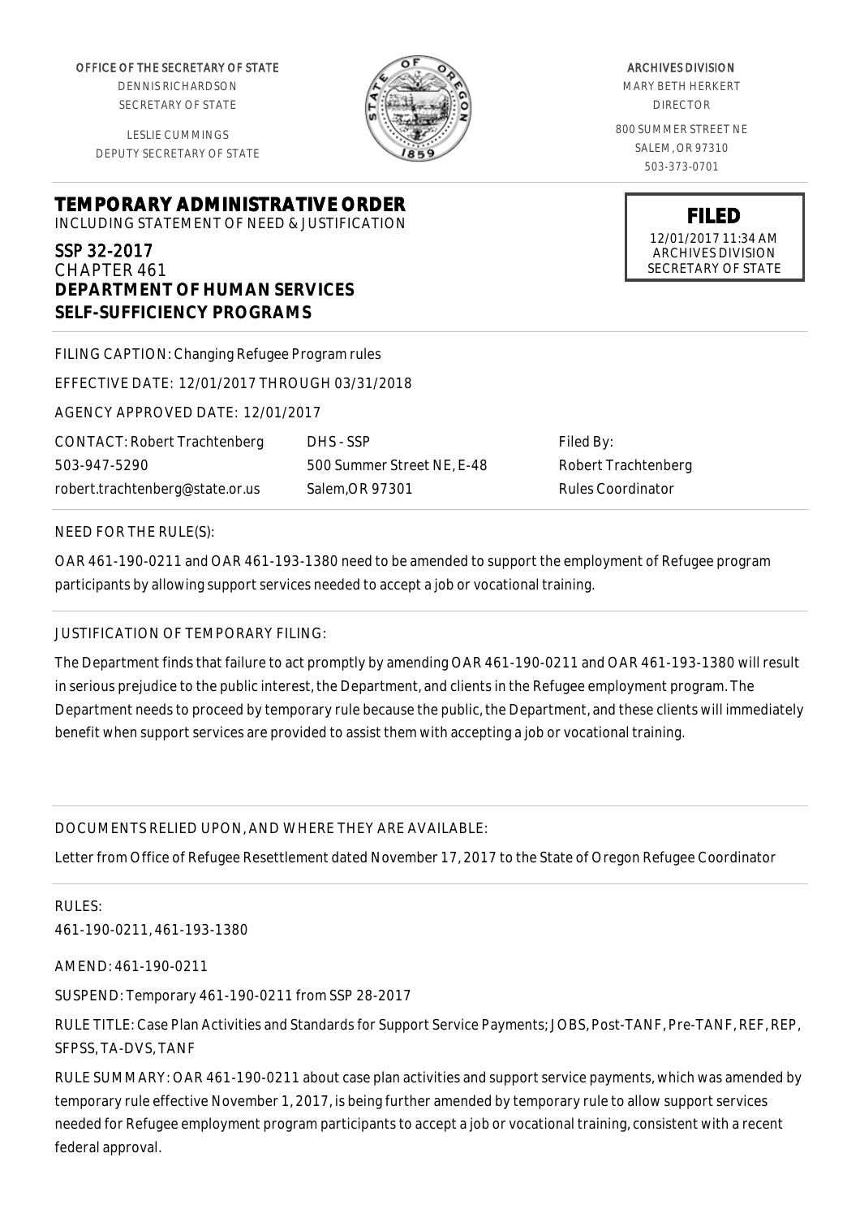OFFICE OF THE SECRETARY OF STATE
DENNIS RICHARDSON
SECRETARY OF STATE

LESLIE CUMMINGS
DEPUTY SECRETARY OF STATE

ARCHIVES DIVISION
MARY BETH HERKERT
DIRECTOR

800 SUMMER STREET NE
SALEM, OR 97310
503-373-0701

**FILED**
12/01/2017 11:34 AM
ARCHIVES DIVISION
SECRETARY OF STATE

# TEMPORARY ADMINISTRATIVE ORDER

INCLUDING STATEMENT OF NEED & JUSTIFICATION

## SSP 32-2017

CHAPTER 461

**DEPARTMENT OF HUMAN SERVICES**

**SELF-SUFFICIENCY PROGRAMS**

FILING CAPTION: Changing Refugee Program rules

EFFECTIVE DATE: 12/01/2017 THROUGH 03/31/2018

AGENCY APPROVED DATE: 12/01/2017

CONTACT: Robert Trachtenberg
503-947-5290
robert.trachtenberg@state.or.us

DHS - SSP
500 Summer Street NE, E-48
Salem,OR 97301

Filed By:
Robert Trachtenberg
Rules Coordinator

NEED FOR THE RULE(S):

OAR 461-190-0211 and OAR 461-193-1380 need to be amended to support the employment of Refugee program participants by allowing support services needed to accept a job or vocational training.

JUSTIFICATION OF TEMPORARY FILING:

The Department finds that failure to act promptly by amending OAR 461-190-0211 and OAR 461-193-1380 will result in serious prejudice to the public interest, the Department, and clients in the Refugee employment program. The Department needs to proceed by temporary rule because the public, the Department, and these clients will immediately benefit when support services are provided to assist them with accepting a job or vocational training.

DOCUMENTS RELIED UPON, AND WHERE THEY ARE AVAILABLE:

Letter from Office of Refugee Resettlement dated November 17, 2017 to the State of Oregon Refugee Coordinator

RULES:

461-190-0211, 461-193-1380

AMEND: 461-190-0211

SUSPEND: Temporary 461-190-0211 from SSP 28-2017

RULE TITLE: Case Plan Activities and Standards for Support Service Payments; JOBS, Post-TANF, Pre-TANF, REF, REP, SFPSS, TA-DVS, TANF

RULE SUMMARY: OAR 461-190-0211 about case plan activities and support service payments, which was amended by temporary rule effective November 1, 2017, is being further amended by temporary rule to allow support services needed for Refugee employment program participants to accept a job or vocational training, consistent with a recent federal approval.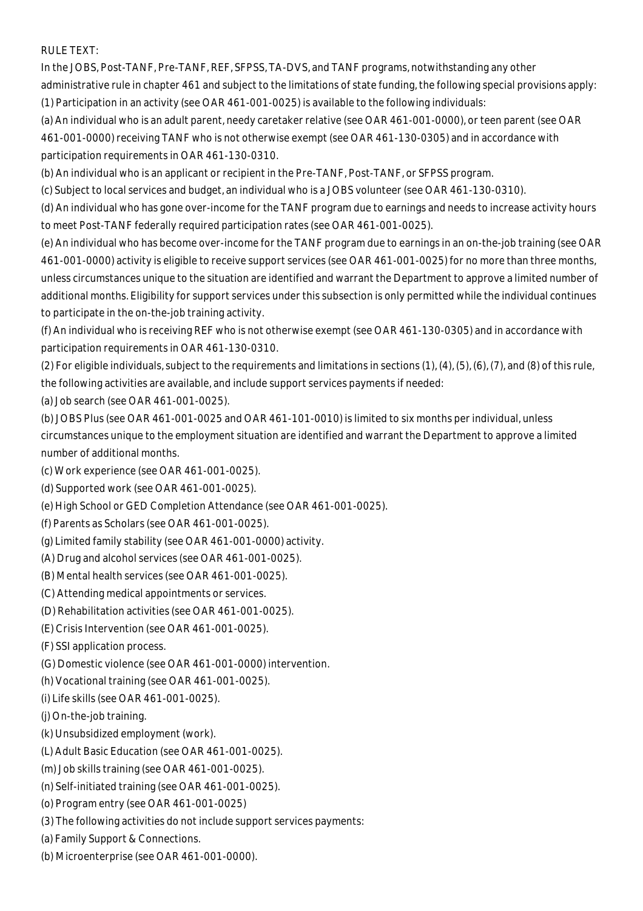RULE TEXT:

In the JOBS, Post-TANF, Pre-TANF, REF, SFPSS, TA-DVS, and TANF programs, notwithstanding any other administrative rule in chapter 461 and subject to the limitations of state funding, the following special provisions apply:

(1) Participation in an activity (see OAR 461-001-0025) is available to the following individuals:

(a) An individual who is an adult parent, needy caretaker relative (see OAR 461-001-0000), or teen parent (see OAR 461-001-0000) receiving TANF who is not otherwise exempt (see OAR 461-130-0305) and in accordance with participation requirements in OAR 461-130-0310.

(b) An individual who is an applicant or recipient in the Pre-TANF, Post-TANF, or SFPSS program.

(c) Subject to local services and budget, an individual who is a JOBS volunteer (see OAR 461-130-0310).

(d) An individual who has gone over-income for the TANF program due to earnings and needs to increase activity hours to meet Post-TANF federally required participation rates (see OAR 461-001-0025).

(e) An individual who has become over-income for the TANF program due to earnings in an on-the-job training (see OAR 461-001-0000) activity is eligible to receive support services (see OAR 461-001-0025) for no more than three months, unless circumstances unique to the situation are identified and warrant the Department to approve a limited number of additional months. Eligibility for support services under this subsection is only permitted while the individual continues to participate in the on-the-job training activity.

(f) An individual who is receiving REF who is not otherwise exempt (see OAR 461-130-0305) and in accordance with participation requirements in OAR 461-130-0310.

(2) For eligible individuals, subject to the requirements and limitations in sections (1), (4), (5), (6), (7), and (8) of this rule, the following activities are available, and include support services payments if needed:

(a) Job search (see OAR 461-001-0025).

(b) JOBS Plus (see OAR 461-001-0025 and OAR 461-101-0010) is limited to six months per individual, unless circumstances unique to the employment situation are identified and warrant the Department to approve a limited number of additional months.

(c) Work experience (see OAR 461-001-0025).

(d) Supported work (see OAR 461-001-0025).

(e) High School or GED Completion Attendance (see OAR 461-001-0025).

(f) Parents as Scholars (see OAR 461-001-0025).

(g) Limited family stability (see OAR 461-001-0000) activity.

(A) Drug and alcohol services (see OAR 461-001-0025).

(B) Mental health services (see OAR 461-001-0025).

(C) Attending medical appointments or services.

(D) Rehabilitation activities (see OAR 461-001-0025).

(E) Crisis Intervention (see OAR 461-001-0025).

(F) SSI application process.

(G) Domestic violence (see OAR 461-001-0000) intervention.

(h) Vocational training (see OAR 461-001-0025).

(i) Life skills (see OAR 461-001-0025).

(j) On-the-job training.

(k) Unsubsidized employment (work).

(L) Adult Basic Education (see OAR 461-001-0025).

(m) Job skills training (see OAR 461-001-0025).

(n) Self-initiated training (see OAR 461-001-0025).

(o) Program entry (see OAR 461-001-0025)

(3) The following activities do not include support services payments:

(a) Family Support & Connections.

(b) Microenterprise (see OAR 461-001-0000).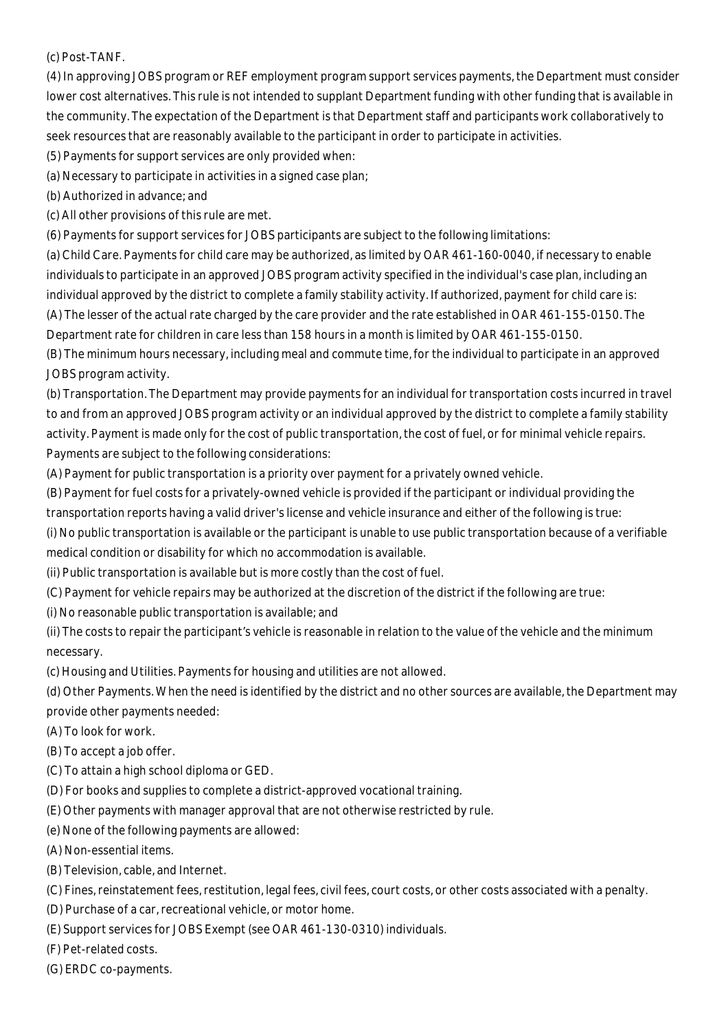(c) Post-TANF.

(4) In approving JOBS program or REF employment program support services payments, the Department must consider lower cost alternatives. This rule is not intended to supplant Department funding with other funding that is available in the community. The expectation of the Department is that Department staff and participants work collaboratively to seek resources that are reasonably available to the participant in order to participate in activities.

(5) Payments for support services are only provided when:

(a) Necessary to participate in activities in a signed case plan;

(b) Authorized in advance; and

(c) All other provisions of this rule are met.

(6) Payments for support services for JOBS participants are subject to the following limitations:

(a) Child Care. Payments for child care may be authorized, as limited by OAR 461-160-0040, if necessary to enable individuals to participate in an approved JOBS program activity specified in the individual's case plan, including an individual approved by the district to complete a family stability activity. If authorized, payment for child care is:

(A) The lesser of the actual rate charged by the care provider and the rate established in OAR 461-155-0150. The Department rate for children in care less than 158 hours in a month is limited by OAR 461-155-0150.

(B) The minimum hours necessary, including meal and commute time, for the individual to participate in an approved JOBS program activity.

(b) Transportation. The Department may provide payments for an individual for transportation costs incurred in travel to and from an approved JOBS program activity or an individual approved by the district to complete a family stability activity. Payment is made only for the cost of public transportation, the cost of fuel, or for minimal vehicle repairs. Payments are subject to the following considerations:

(A) Payment for public transportation is a priority over payment for a privately owned vehicle.

(B) Payment for fuel costs for a privately-owned vehicle is provided if the participant or individual providing the transportation reports having a valid driver's license and vehicle insurance and either of the following is true:

(i) No public transportation is available or the participant is unable to use public transportation because of a verifiable medical condition or disability for which no accommodation is available.

(ii) Public transportation is available but is more costly than the cost of fuel.

(C) Payment for vehicle repairs may be authorized at the discretion of the district if the following are true:

(i) No reasonable public transportation is available; and

(ii) The costs to repair the participant's vehicle is reasonable in relation to the value of the vehicle and the minimum necessary.

(c) Housing and Utilities. Payments for housing and utilities are not allowed.

(d) Other Payments. When the need is identified by the district and no other sources are available, the Department may provide other payments needed:

(A) To look for work.

(B) To accept a job offer.

(C) To attain a high school diploma or GED.

(D) For books and supplies to complete a district-approved vocational training.

(E) Other payments with manager approval that are not otherwise restricted by rule.

(e) None of the following payments are allowed:

(A) Non-essential items.

(B) Television, cable, and Internet.

(C) Fines, reinstatement fees, restitution, legal fees, civil fees, court costs, or other costs associated with a penalty.

(D) Purchase of a car, recreational vehicle, or motor home.

(E) Support services for JOBS Exempt (see OAR 461-130-0310) individuals.

(F) Pet-related costs.

(G) ERDC co-payments.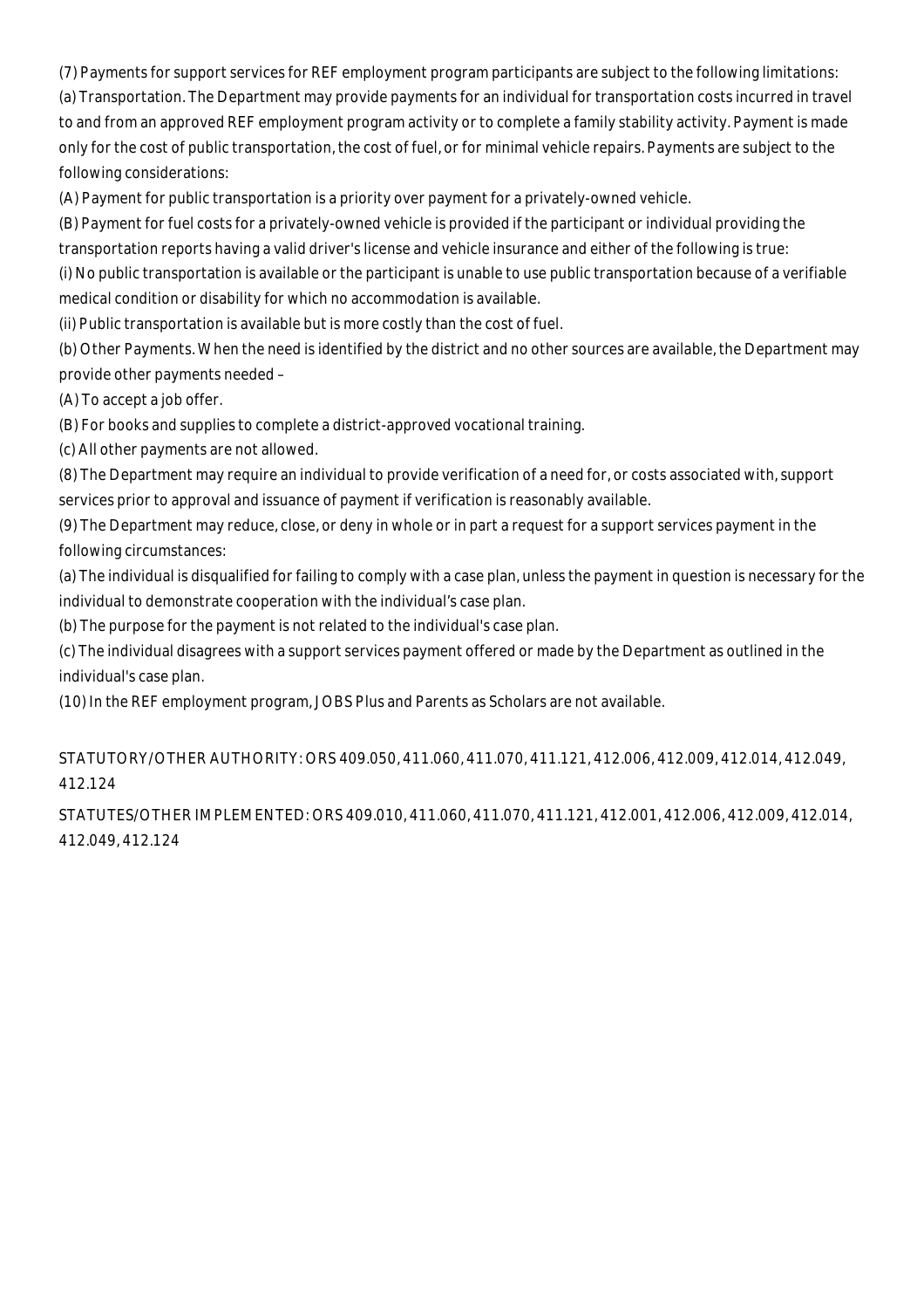(7) Payments for support services for REF employment program participants are subject to the following limitations:

(a) Transportation. The Department may provide payments for an individual for transportation costs incurred in travel to and from an approved REF employment program activity or to complete a family stability activity. Payment is made only for the cost of public transportation, the cost of fuel, or for minimal vehicle repairs. Payments are subject to the following considerations:

(A) Payment for public transportation is a priority over payment for a privately-owned vehicle.

(B) Payment for fuel costs for a privately-owned vehicle is provided if the participant or individual providing the transportation reports having a valid driver's license and vehicle insurance and either of the following is true:

(i) No public transportation is available or the participant is unable to use public transportation because of a verifiable medical condition or disability for which no accommodation is available.

(ii) Public transportation is available but is more costly than the cost of fuel.

(b) Other Payments. When the need is identified by the district and no other sources are available, the Department may provide other payments needed –

(A) To accept a job offer.

(B) For books and supplies to complete a district-approved vocational training.

(c) All other payments are not allowed.

(8) The Department may require an individual to provide verification of a need for, or costs associated with, support services prior to approval and issuance of payment if verification is reasonably available.

(9) The Department may reduce, close, or deny in whole or in part a request for a support services payment in the following circumstances:

(a) The individual is disqualified for failing to comply with a case plan, unless the payment in question is necessary for the individual to demonstrate cooperation with the individual's case plan.

(b) The purpose for the payment is not related to the individual's case plan.

(c) The individual disagrees with a support services payment offered or made by the Department as outlined in the individual's case plan.

(10) In the REF employment program, JOBS Plus and Parents as Scholars are not available.

STATUTORY/OTHER AUTHORITY: ORS 409.050, 411.060, 411.070, 411.121, 412.006, 412.009, 412.014, 412.049, 412.124

STATUTES/OTHER IMPLEMENTED: ORS 409.010, 411.060, 411.070, 411.121, 412.001, 412.006, 412.009, 412.014, 412.049, 412.124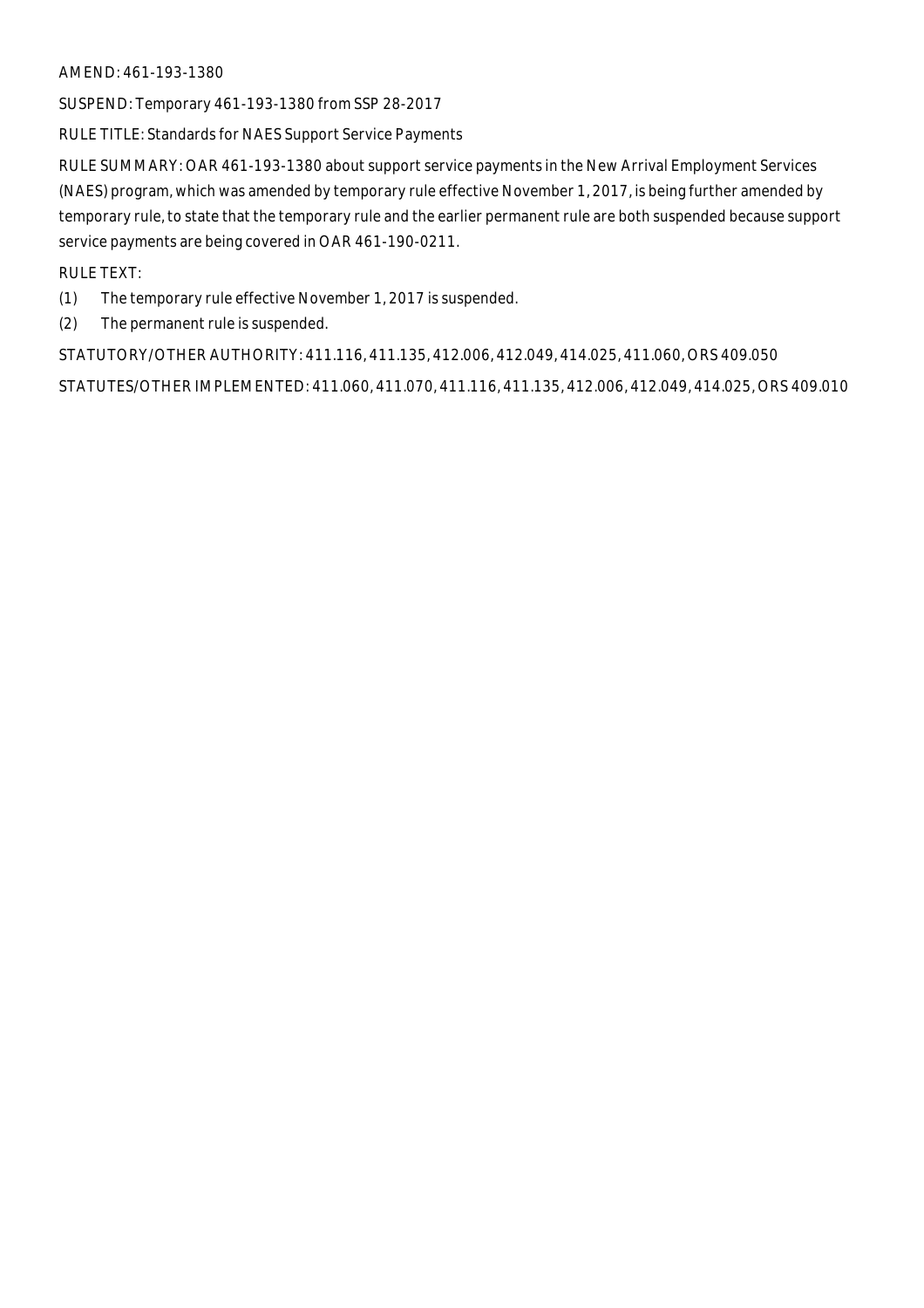AMEND: 461-193-1380

SUSPEND: Temporary 461-193-1380 from SSP 28-2017

RULE TITLE: Standards for NAES Support Service Payments

RULE SUMMARY: OAR 461-193-1380 about support service payments in the New Arrival Employment Services (NAES) program, which was amended by temporary rule effective November 1, 2017, is being further amended by temporary rule, to state that the temporary rule and the earlier permanent rule are both suspended because support service payments are being covered in OAR 461-190-0211.

RULE TEXT:

(1) The temporary rule effective November 1, 2017 is suspended.

(2) The permanent rule is suspended.

STATUTORY/OTHER AUTHORITY: 411.116, 411.135, 412.006, 412.049, 414.025, 411.060, ORS 409.050

STATUTES/OTHER IMPLEMENTED: 411.060, 411.070, 411.116, 411.135, 412.006, 412.049, 414.025, ORS 409.010